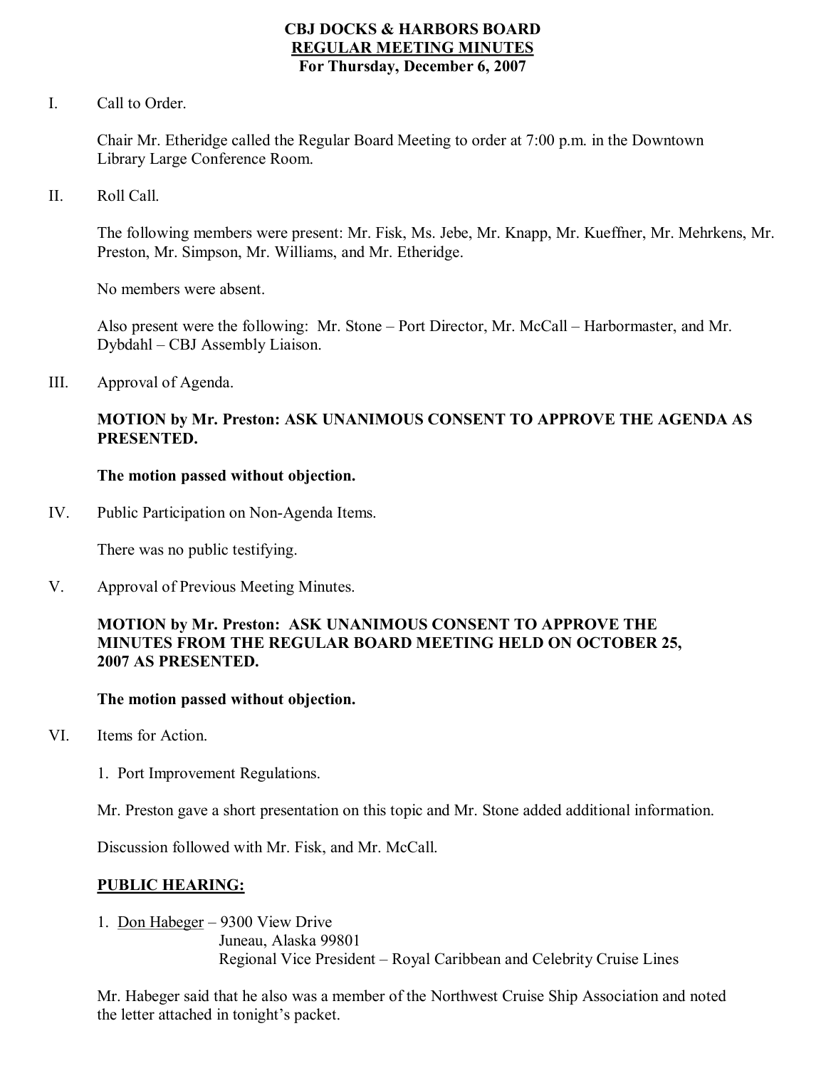# CBJ DOCKS & HARBORS BOARD
## REGULAR MEETING MINUTES
### For Thursday, December 6, 2007

I. Call to Order.

Chair Mr. Etheridge called the Regular Board Meeting to order at 7:00 p.m. in the Downtown Library Large Conference Room.

II. Roll Call.

The following members were present: Mr. Fisk, Ms. Jebe, Mr. Knapp, Mr. Kueffner, Mr. Mehrkens, Mr. Preston, Mr. Simpson, Mr. Williams, and Mr. Etheridge.

No members were absent.

Also present were the following: Mr. Stone – Port Director, Mr. McCall – Harbormaster, and Mr. Dybdahl – CBJ Assembly Liaison.

III. Approval of Agenda.

**MOTION by Mr. Preston: ASK UNANIMOUS CONSENT TO APPROVE THE AGENDA AS PRESENTED.**

**The motion passed without objection.**

IV. Public Participation on Non-Agenda Items.

There was no public testifying.

V. Approval of Previous Meeting Minutes.

**MOTION by Mr. Preston: ASK UNANIMOUS CONSENT TO APPROVE THE MINUTES FROM THE REGULAR BOARD MEETING HELD ON OCTOBER 25, 2007 AS PRESENTED.**

**The motion passed without objection.**

VI. Items for Action.

1. Port Improvement Regulations.

Mr. Preston gave a short presentation on this topic and Mr. Stone added additional information.

Discussion followed with Mr. Fisk, and Mr. McCall.

**PUBLIC HEARING:**

1. Don Habeger – 9300 View Drive
   Juneau, Alaska 99801
   Regional Vice President – Royal Caribbean and Celebrity Cruise Lines

Mr. Habeger said that he also was a member of the Northwest Cruise Ship Association and noted the letter attached in tonight's packet.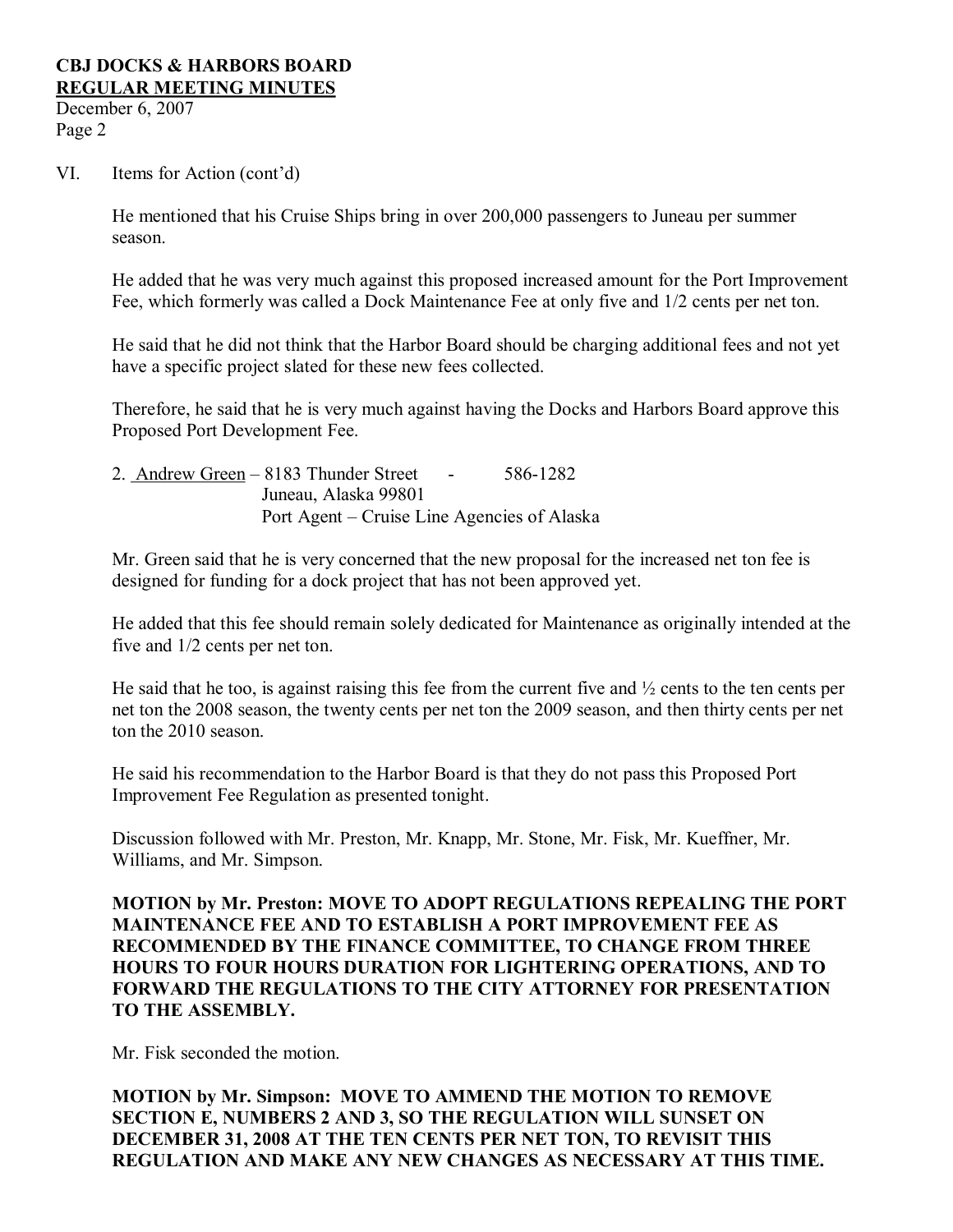VI. Items for Action (cont'd)

He mentioned that his Cruise Ships bring in over 200,000 passengers to Juneau per summer season.

He added that he was very much against this proposed increased amount for the Port Improvement Fee, which formerly was called a Dock Maintenance Fee at only five and 1/2 cents per net ton.

He said that he did not think that the Harbor Board should be charging additional fees and not yet have a specific project slated for these new fees collected.

Therefore, he said that he is very much against having the Docks and Harbors Board approve this Proposed Port Development Fee.

2. Andrew Green – 8183 Thunder Street - 586-1282
   Juneau, Alaska 99801
   Port Agent – Cruise Line Agencies of Alaska

Mr. Green said that he is very concerned that the new proposal for the increased net ton fee is designed for funding for a dock project that has not been approved yet.

He added that this fee should remain solely dedicated for Maintenance as originally intended at the five and 1/2 cents per net ton.

He said that he too, is against raising this fee from the current five and ½ cents to the ten cents per net ton the 2008 season, the twenty cents per net ton the 2009 season, and then thirty cents per net ton the 2010 season.

He said his recommendation to the Harbor Board is that they do not pass this Proposed Port Improvement Fee Regulation as presented tonight.

Discussion followed with Mr. Preston, Mr. Knapp, Mr. Stone, Mr. Fisk, Mr. Kueffner, Mr. Williams, and Mr. Simpson.

**MOTION by Mr. Preston: MOVE TO ADOPT REGULATIONS REPEALING THE PORT MAINTENANCE FEE AND TO ESTABLISH A PORT IMPROVEMENT FEE AS RECOMMENDED BY THE FINANCE COMMITTEE, TO CHANGE FROM THREE HOURS TO FOUR HOURS DURATION FOR LIGHTERING OPERATIONS, AND TO FORWARD THE REGULATIONS TO THE CITY ATTORNEY FOR PRESENTATION TO THE ASSEMBLY.**

Mr. Fisk seconded the motion.

**MOTION by Mr. Simpson: MOVE TO AMMEND THE MOTION TO REMOVE SECTION E, NUMBERS 2 AND 3, SO THE REGULATION WILL SUNSET ON DECEMBER 31, 2008 AT THE TEN CENTS PER NET TON, TO REVISIT THIS REGULATION AND MAKE ANY NEW CHANGES AS NECESSARY AT THIS TIME.**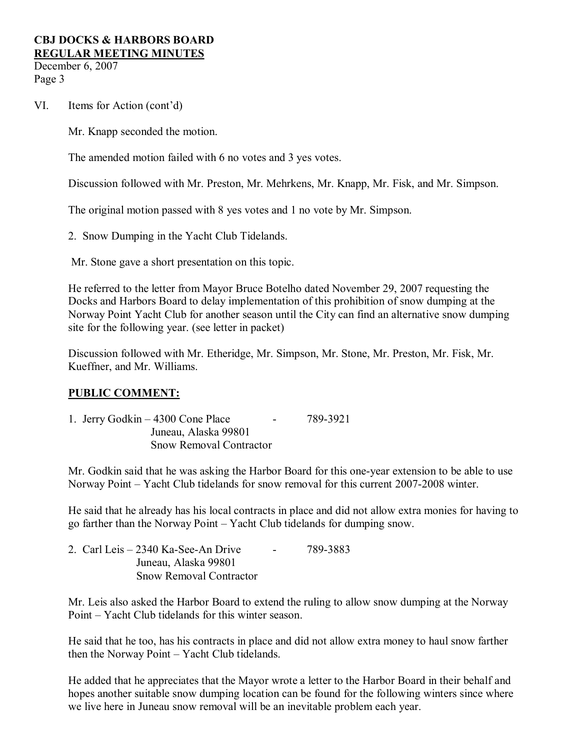VI. Items for Action (cont'd)

Mr. Knapp seconded the motion.

The amended motion failed with 6 no votes and 3 yes votes.

Discussion followed with Mr. Preston, Mr. Mehrkens, Mr. Knapp, Mr. Fisk, and Mr. Simpson.

The original motion passed with 8 yes votes and 1 no vote by Mr. Simpson.

2. Snow Dumping in the Yacht Club Tidelands.

Mr. Stone gave a short presentation on this topic.

He referred to the letter from Mayor Bruce Botelho dated November 29, 2007 requesting the Docks and Harbors Board to delay implementation of this prohibition of snow dumping at the Norway Point Yacht Club for another season until the City can find an alternative snow dumping site for the following year. (see letter in packet)

Discussion followed with Mr. Etheridge, Mr. Simpson, Mr. Stone, Mr. Preston, Mr. Fisk, Mr. Kueffner, and Mr. Williams.

**PUBLIC COMMENT:**

1. Jerry Godkin – 4300 Cone Place - 789-3921
   Juneau, Alaska 99801
   Snow Removal Contractor

Mr. Godkin said that he was asking the Harbor Board for this one-year extension to be able to use Norway Point – Yacht Club tidelands for snow removal for this current 2007-2008 winter.

He said that he already has his local contracts in place and did not allow extra monies for having to go farther than the Norway Point – Yacht Club tidelands for dumping snow.

2. Carl Leis – 2340 Ka-See-An Drive - 789-3883
   Juneau, Alaska 99801
   Snow Removal Contractor

Mr. Leis also asked the Harbor Board to extend the ruling to allow snow dumping at the Norway Point – Yacht Club tidelands for this winter season.

He said that he too, has his contracts in place and did not allow extra money to haul snow farther then the Norway Point – Yacht Club tidelands.

He added that he appreciates that the Mayor wrote a letter to the Harbor Board in their behalf and hopes another suitable snow dumping location can be found for the following winters since where we live here in Juneau snow removal will be an inevitable problem each year.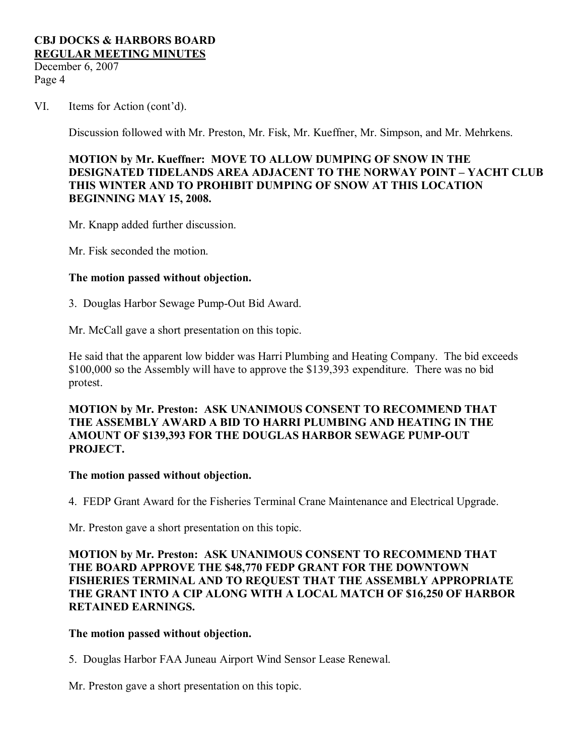VI. Items for Action (cont'd).

Discussion followed with Mr. Preston, Mr. Fisk, Mr. Kueffner, Mr. Simpson, and Mr. Mehrkens.

**MOTION by Mr. Kueffner: MOVE TO ALLOW DUMPING OF SNOW IN THE DESIGNATED TIDELANDS AREA ADJACENT TO THE NORWAY POINT – YACHT CLUB THIS WINTER AND TO PROHIBIT DUMPING OF SNOW AT THIS LOCATION BEGINNING MAY 15, 2008.**

Mr. Knapp added further discussion.

Mr. Fisk seconded the motion.

**The motion passed without objection.**

3. Douglas Harbor Sewage Pump-Out Bid Award.

Mr. McCall gave a short presentation on this topic.

He said that the apparent low bidder was Harri Plumbing and Heating Company. The bid exceeds $100,000 so the Assembly will have to approve the $139,393 expenditure. There was no bid protest.

**MOTION by Mr. Preston: ASK UNANIMOUS CONSENT TO RECOMMEND THAT THE ASSEMBLY AWARD A BID TO HARRI PLUMBING AND HEATING IN THE AMOUNT OF $139,393 FOR THE DOUGLAS HARBOR SEWAGE PUMP-OUT PROJECT.**

**The motion passed without objection.**

4. FEDP Grant Award for the Fisheries Terminal Crane Maintenance and Electrical Upgrade.

Mr. Preston gave a short presentation on this topic.

**MOTION by Mr. Preston: ASK UNANIMOUS CONSENT TO RECOMMEND THAT THE BOARD APPROVE THE $48,770 FEDP GRANT FOR THE DOWNTOWN FISHERIES TERMINAL AND TO REQUEST THAT THE ASSEMBLY APPROPRIATE THE GRANT INTO A CIP ALONG WITH A LOCAL MATCH OF $16,250 OF HARBOR RETAINED EARNINGS.**

**The motion passed without objection.**

5. Douglas Harbor FAA Juneau Airport Wind Sensor Lease Renewal.

Mr. Preston gave a short presentation on this topic.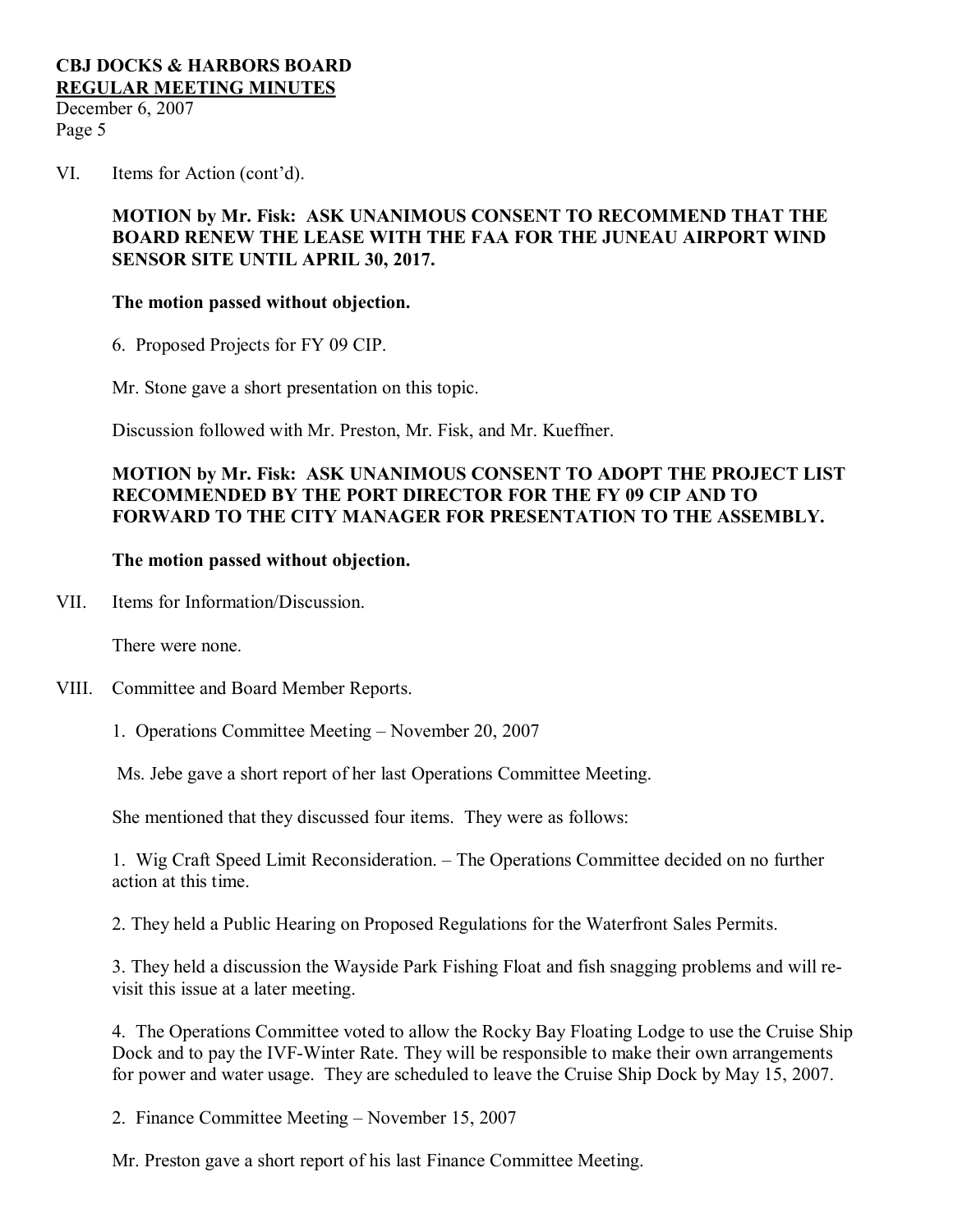VI. Items for Action (cont'd).

**MOTION by Mr. Fisk: ASK UNANIMOUS CONSENT TO RECOMMEND THAT THE BOARD RENEW THE LEASE WITH THE FAA FOR THE JUNEAU AIRPORT WIND SENSOR SITE UNTIL APRIL 30, 2017.**

**The motion passed without objection.**

6. Proposed Projects for FY 09 CIP.

Mr. Stone gave a short presentation on this topic.

Discussion followed with Mr. Preston, Mr. Fisk, and Mr. Kueffner.

**MOTION by Mr. Fisk: ASK UNANIMOUS CONSENT TO ADOPT THE PROJECT LIST RECOMMENDED BY THE PORT DIRECTOR FOR THE FY 09 CIP AND TO FORWARD TO THE CITY MANAGER FOR PRESENTATION TO THE ASSEMBLY.**

**The motion passed without objection.**

VII. Items for Information/Discussion.

There were none.

VIII. Committee and Board Member Reports.

1. Operations Committee Meeting – November 20, 2007

Ms. Jebe gave a short report of her last Operations Committee Meeting.

She mentioned that they discussed four items. They were as follows:

1. Wig Craft Speed Limit Reconsideration. – The Operations Committee decided on no further action at this time.

2. They held a Public Hearing on Proposed Regulations for the Waterfront Sales Permits.

3. They held a discussion the Wayside Park Fishing Float and fish snagging problems and will re-visit this issue at a later meeting.

4. The Operations Committee voted to allow the Rocky Bay Floating Lodge to use the Cruise Ship Dock and to pay the IVF-Winter Rate. They will be responsible to make their own arrangements for power and water usage. They are scheduled to leave the Cruise Ship Dock by May 15, 2007.

2. Finance Committee Meeting – November 15, 2007

Mr. Preston gave a short report of his last Finance Committee Meeting.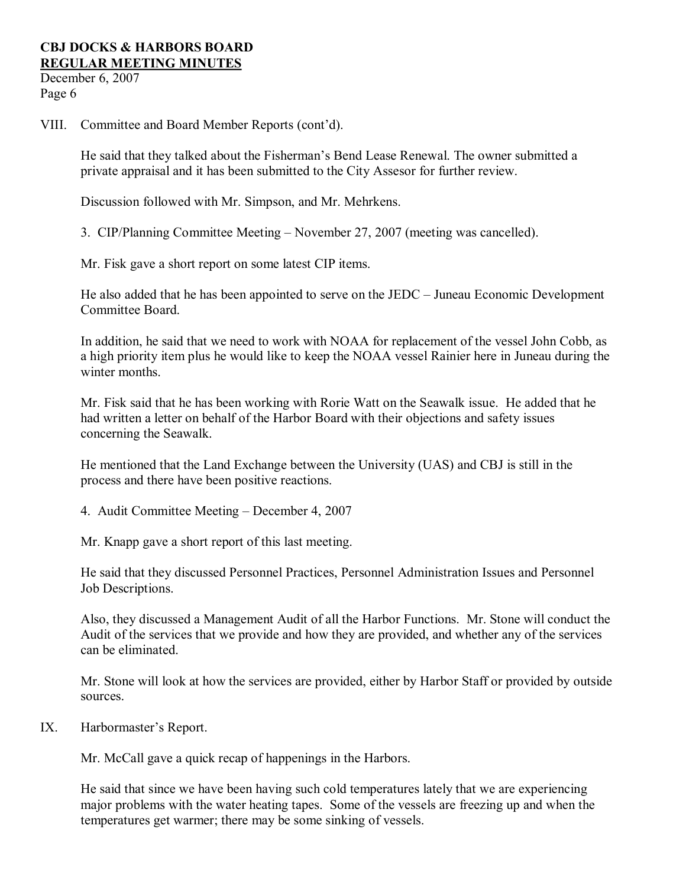VIII. Committee and Board Member Reports (cont'd).

He said that they talked about the Fisherman's Bend Lease Renewal. The owner submitted a private appraisal and it has been submitted to the City Assesor for further review.

Discussion followed with Mr. Simpson, and Mr. Mehrkens.

3. CIP/Planning Committee Meeting – November 27, 2007 (meeting was cancelled).

Mr. Fisk gave a short report on some latest CIP items.

He also added that he has been appointed to serve on the JEDC – Juneau Economic Development Committee Board.

In addition, he said that we need to work with NOAA for replacement of the vessel John Cobb, as a high priority item plus he would like to keep the NOAA vessel Rainier here in Juneau during the winter months.

Mr. Fisk said that he has been working with Rorie Watt on the Seawalk issue. He added that he had written a letter on behalf of the Harbor Board with their objections and safety issues concerning the Seawalk.

He mentioned that the Land Exchange between the University (UAS) and CBJ is still in the process and there have been positive reactions.

4. Audit Committee Meeting – December 4, 2007

Mr. Knapp gave a short report of this last meeting.

He said that they discussed Personnel Practices, Personnel Administration Issues and Personnel Job Descriptions.

Also, they discussed a Management Audit of all the Harbor Functions. Mr. Stone will conduct the Audit of the services that we provide and how they are provided, and whether any of the services can be eliminated.

Mr. Stone will look at how the services are provided, either by Harbor Staff or provided by outside sources.

IX. Harbormaster's Report.

Mr. McCall gave a quick recap of happenings in the Harbors.

He said that since we have been having such cold temperatures lately that we are experiencing major problems with the water heating tapes. Some of the vessels are freezing up and when the temperatures get warmer; there may be some sinking of vessels.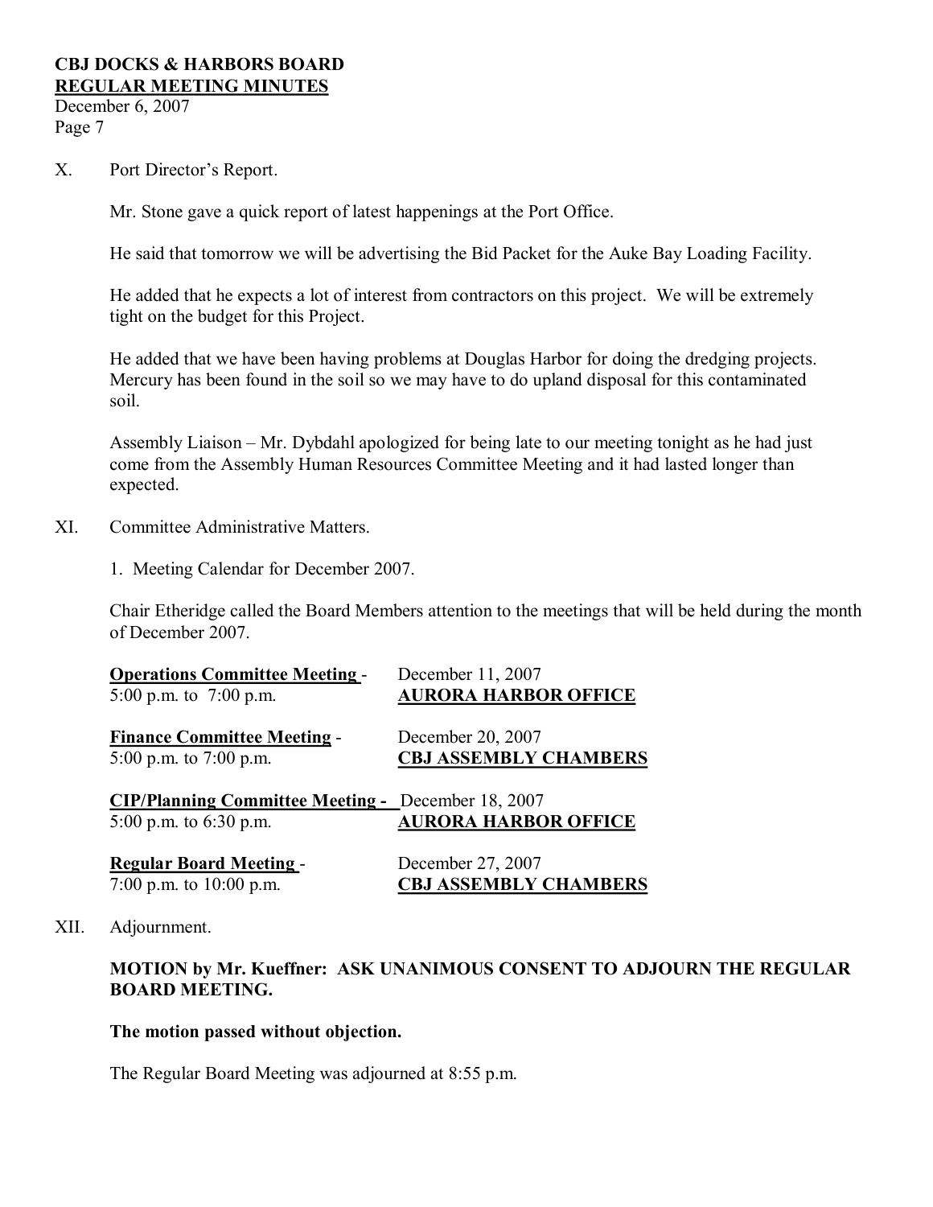X. Port Director's Report.

Mr. Stone gave a quick report of latest happenings at the Port Office.

He said that tomorrow we will be advertising the Bid Packet for the Auke Bay Loading Facility.

He added that he expects a lot of interest from contractors on this project. We will be extremely tight on the budget for this Project.

He added that we have been having problems at Douglas Harbor for doing the dredging projects. Mercury has been found in the soil so we may have to do upland disposal for this contaminated soil.

Assembly Liaison – Mr. Dybdahl apologized for being late to our meeting tonight as he had just come from the Assembly Human Resources Committee Meeting and it had lasted longer than expected.

XI. Committee Administrative Matters.

1. Meeting Calendar for December 2007.

Chair Etheridge called the Board Members attention to the meetings that will be held during the month of December 2007.

| | |
|---|---|
| **Operations Committee Meeting** - 5:00 p.m. to 7:00 p.m. | December 11, 2007 **AURORA HARBOR OFFICE** |
| **Finance Committee Meeting** - 5:00 p.m. to 7:00 p.m. | December 20, 2007 **CBJ ASSEMBLY CHAMBERS** |
| **CIP/Planning Committee Meeting** - 5:00 p.m. to 6:30 p.m. | December 18, 2007 **AURORA HARBOR OFFICE** |
| **Regular Board Meeting** - 7:00 p.m. to 10:00 p.m. | December 27, 2007 **CBJ ASSEMBLY CHAMBERS** |

XII. Adjournment.

**MOTION by Mr. Kueffner: ASK UNANIMOUS CONSENT TO ADJOURN THE REGULAR BOARD MEETING.**

**The motion passed without objection.**

The Regular Board Meeting was adjourned at 8:55 p.m.